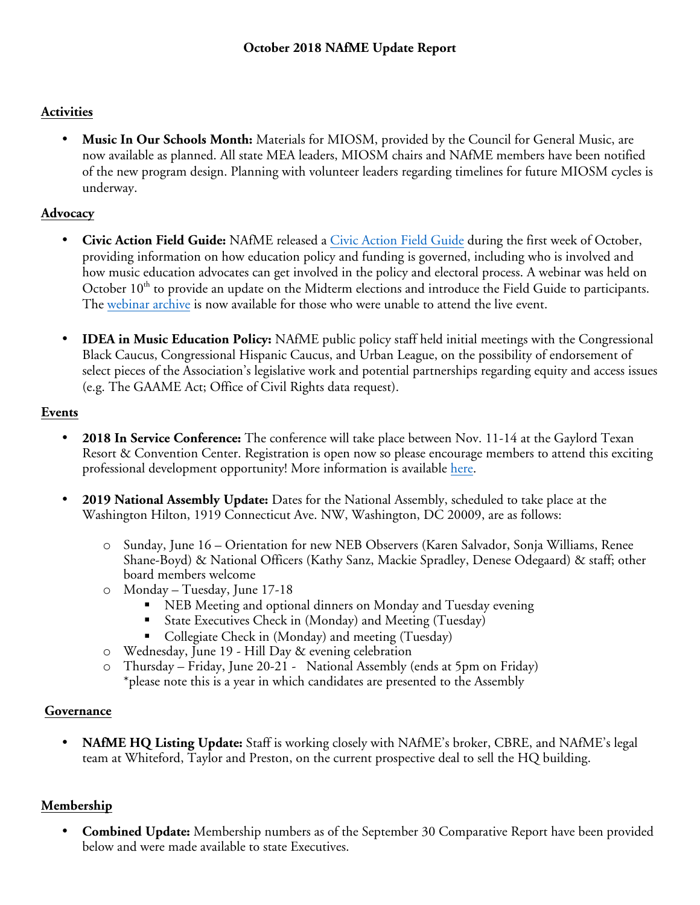**October 2018 NAfME Update Report**

**Activities**

- **Music In Our Schools Month:** Materials for MIOSM, provided by the Council for General Music, are now available as planned. All state MEA leaders, MIOSM chairs and NAfME members have been notified of the new program design. Planning with volunteer leaders regarding timelines for future MIOSM cycles is underway.

**Advocacy**

- **Civic Action Field Guide:** NAfME released a Civic Action Field Guide during the first week of October, providing information on how education policy and funding is governed, including who is involved and how music education advocates can get involved in the policy and electoral process. A webinar was held on October 10th to provide an update on the Midterm elections and introduce the Field Guide to participants. The webinar archive is now available for those who were unable to attend the live event.

- **IDEA in Music Education Policy:** NAfME public policy staff held initial meetings with the Congressional Black Caucus, Congressional Hispanic Caucus, and Urban League, on the possibility of endorsement of select pieces of the Association's legislative work and potential partnerships regarding equity and access issues (e.g. The GAAME Act; Office of Civil Rights data request).

**Events**

- **2018 In Service Conference:** The conference will take place between Nov. 11-14 at the Gaylord Texan Resort & Convention Center. Registration is open now so please encourage members to attend this exciting professional development opportunity! More information is available here.

- **2019 National Assembly Update:** Dates for the National Assembly, scheduled to take place at the Washington Hilton, 1919 Connecticut Ave. NW, Washington, DC 20009, are as follows:
  - Sunday, June 16 – Orientation for new NEB Observers (Karen Salvador, Sonja Williams, Renee Shane-Boyd) & National Officers (Kathy Sanz, Mackie Spradley, Denese Odegaard) & staff; other board members welcome
  - Monday – Tuesday, June 17-18
    - NEB Meeting and optional dinners on Monday and Tuesday evening
    - State Executives Check in (Monday) and Meeting (Tuesday)
    - Collegiate Check in (Monday) and meeting (Tuesday)
  - Wednesday, June 19 - Hill Day & evening celebration
  - Thursday – Friday, June 20-21 - National Assembly (ends at 5pm on Friday)
    *please note this is a year in which candidates are presented to the Assembly

**Governance**

- **NAfME HQ Listing Update:** Staff is working closely with NAfME's broker, CBRE, and NAfME's legal team at Whiteford, Taylor and Preston, on the current prospective deal to sell the HQ building.

**Membership**

- **Combined Update:** Membership numbers as of the September 30 Comparative Report have been provided below and were made available to state Executives.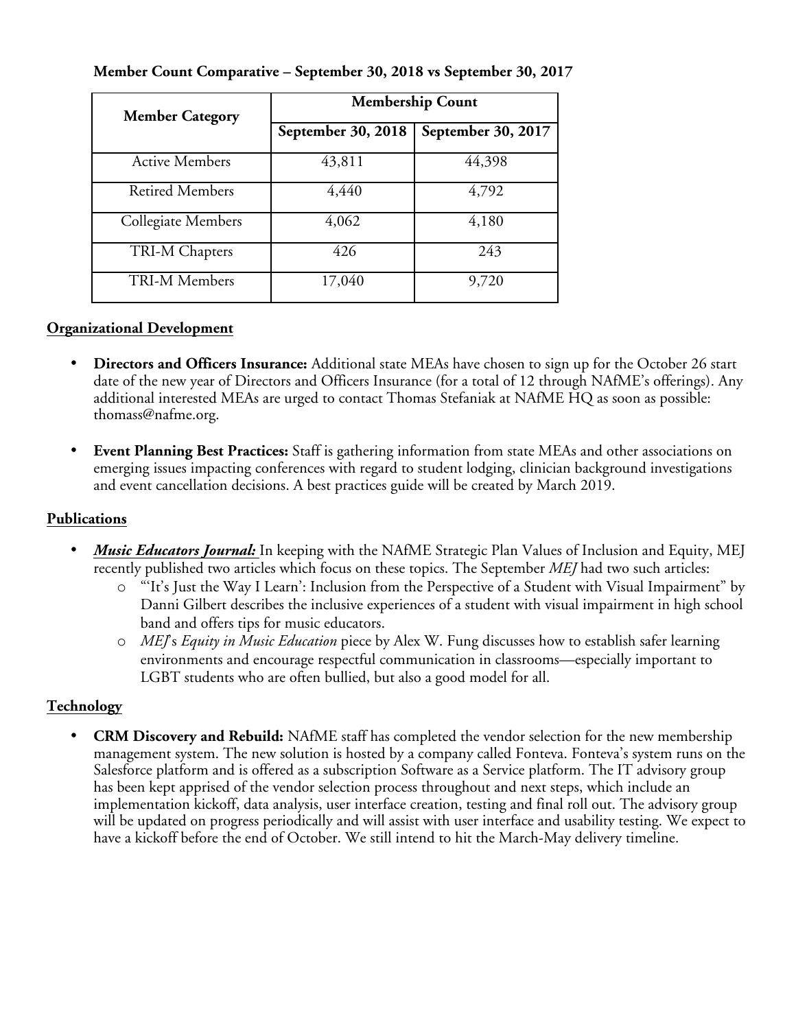**Member Count Comparative – September 30, 2018 vs September 30, 2017**

| Member Category | Membership Count | |
|---|---|---|
| | September 30, 2018 | September 30, 2017 |
| Active Members | 43,811 | 44,398 |
| Retired Members | 4,440 | 4,792 |
| Collegiate Members | 4,062 | 4,180 |
| TRI-M Chapters | 426 | 243 |
| TRI-M Members | 17,040 | 9,720 |

## Organizational Development

- **Directors and Officers Insurance:** Additional state MEAs have chosen to sign up for the October 26 start date of the new year of Directors and Officers Insurance (for a total of 12 through NAfME's offerings). Any additional interested MEAs are urged to contact Thomas Stefaniak at NAfME HQ as soon as possible: thomass@nafme.org.

- **Event Planning Best Practices:** Staff is gathering information from state MEAs and other associations on emerging issues impacting conferences with regard to student lodging, clinician background investigations and event cancellation decisions. A best practices guide will be created by March 2019.

## Publications

- ***Music Educators Journal:*** In keeping with the NAfME Strategic Plan Values of Inclusion and Equity, MEJ recently published two articles which focus on these topics. The September *MEJ* had two such articles:
  - "'It's Just the Way I Learn': Inclusion from the Perspective of a Student with Visual Impairment" by Danni Gilbert describes the inclusive experiences of a student with visual impairment in high school band and offers tips for music educators.
  - *MEJ*'s *Equity in Music Education* piece by Alex W. Fung discusses how to establish safer learning environments and encourage respectful communication in classrooms—especially important to LGBT students who are often bullied, but also a good model for all.

## Technology

- **CRM Discovery and Rebuild:** NAfME staff has completed the vendor selection for the new membership management system. The new solution is hosted by a company called Fonteva. Fonteva's system runs on the Salesforce platform and is offered as a subscription Software as a Service platform. The IT advisory group has been kept apprised of the vendor selection process throughout and next steps, which include an implementation kickoff, data analysis, user interface creation, testing and final roll out. The advisory group will be updated on progress periodically and will assist with user interface and usability testing. We expect to have a kickoff before the end of October. We still intend to hit the March-May delivery timeline.